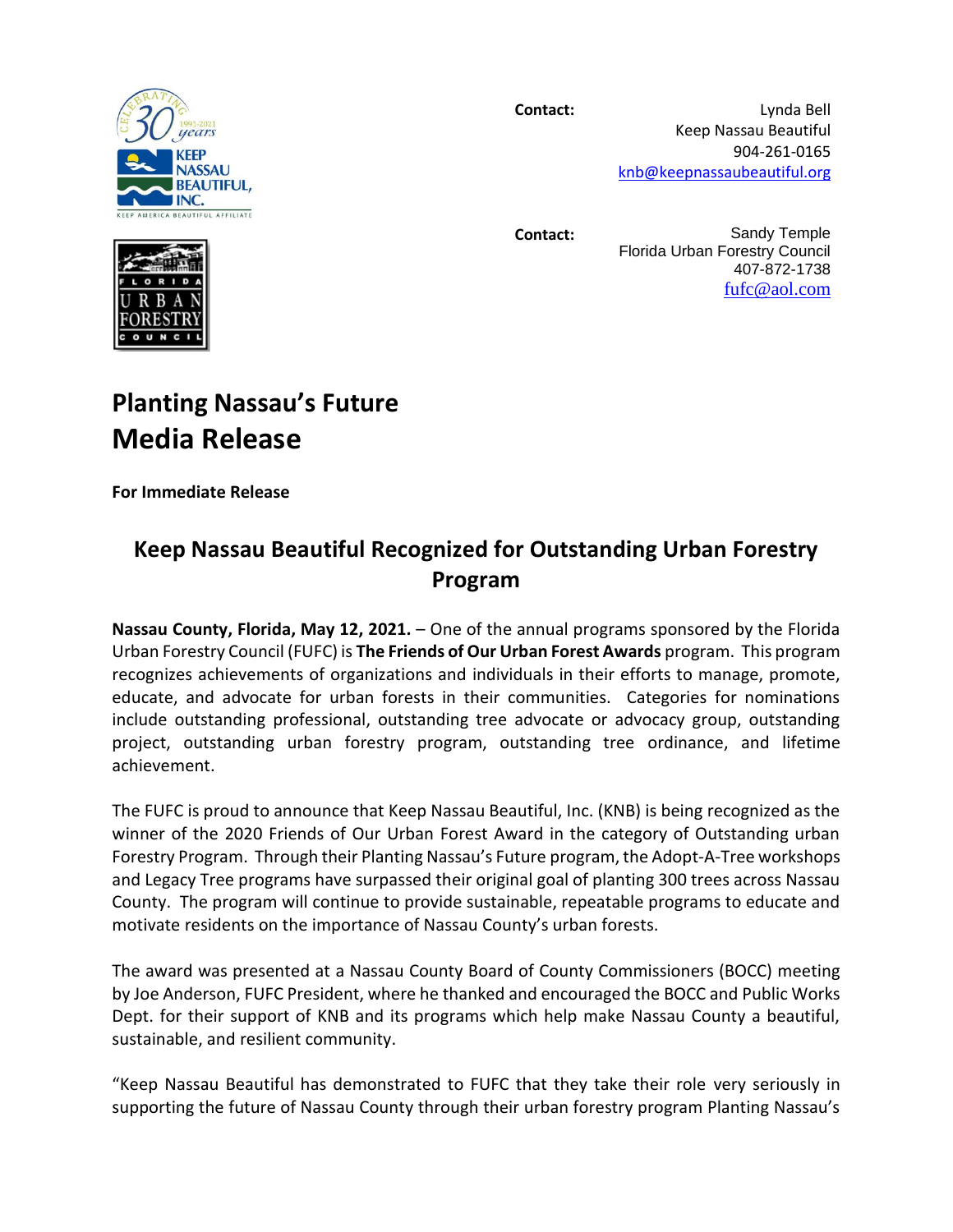**Contact:**

Lynda Bell
Keep Nassau Beautiful
904-261-0165
knb@keepnassaubeautiful.org

**Contact:**

Sandy Temple
Florida Urban Forestry Council
407-872-1738
fufc@aol.com

# Planting Nassau's Future
# Media Release

**For Immediate Release**

## Keep Nassau Beautiful Recognized for Outstanding Urban Forestry Program

**Nassau County, Florida, May 12, 2021.** – One of the annual programs sponsored by the Florida Urban Forestry Council (FUFC) is **The Friends of Our Urban Forest Awards** program. This program recognizes achievements of organizations and individuals in their efforts to manage, promote, educate, and advocate for urban forests in their communities. Categories for nominations include outstanding professional, outstanding tree advocate or advocacy group, outstanding project, outstanding urban forestry program, outstanding tree ordinance, and lifetime achievement.

The FUFC is proud to announce that Keep Nassau Beautiful, Inc. (KNB) is being recognized as the winner of the 2020 Friends of Our Urban Forest Award in the category of Outstanding urban Forestry Program. Through their Planting Nassau's Future program, the Adopt-A-Tree workshops and Legacy Tree programs have surpassed their original goal of planting 300 trees across Nassau County. The program will continue to provide sustainable, repeatable programs to educate and motivate residents on the importance of Nassau County's urban forests.

The award was presented at a Nassau County Board of County Commissioners (BOCC) meeting by Joe Anderson, FUFC President, where he thanked and encouraged the BOCC and Public Works Dept. for their support of KNB and its programs which help make Nassau County a beautiful, sustainable, and resilient community.

"Keep Nassau Beautiful has demonstrated to FUFC that they take their role very seriously in supporting the future of Nassau County through their urban forestry program Planting Nassau's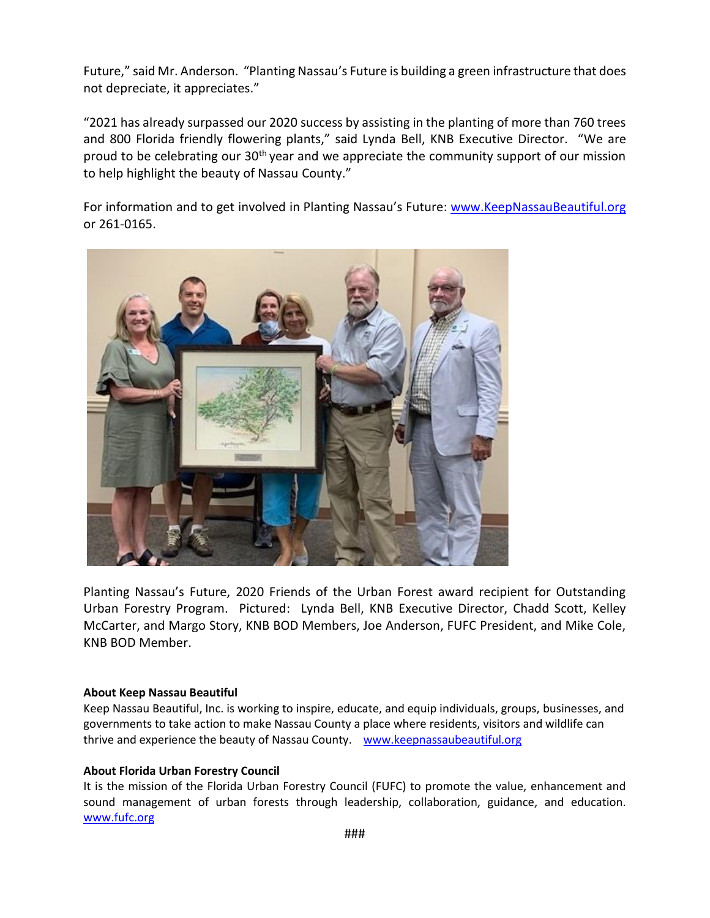Future," said Mr. Anderson. "Planting Nassau's Future is building a green infrastructure that does not depreciate, it appreciates."

"2021 has already surpassed our 2020 success by assisting in the planting of more than 760 trees and 800 Florida friendly flowering plants," said Lynda Bell, KNB Executive Director. "We are proud to be celebrating our 30th year and we appreciate the community support of our mission to help highlight the beauty of Nassau County."

For information and to get involved in Planting Nassau's Future: www.KeepNassauBeautiful.org or 261-0165.

Planting Nassau's Future, 2020 Friends of the Urban Forest award recipient for Outstanding Urban Forestry Program. Pictured: Lynda Bell, KNB Executive Director, Chadd Scott, Kelley McCarter, and Margo Story, KNB BOD Members, Joe Anderson, FUFC President, and Mike Cole, KNB BOD Member.

**About Keep Nassau Beautiful**

Keep Nassau Beautiful, Inc. is working to inspire, educate, and equip individuals, groups, businesses, and governments to take action to make Nassau County a place where residents, visitors and wildlife can thrive and experience the beauty of Nassau County. www.keepnassaubeautiful.org

**About Florida Urban Forestry Council**

It is the mission of the Florida Urban Forestry Council (FUFC) to promote the value, enhancement and sound management of urban forests through leadership, collaboration, guidance, and education. www.fufc.org

###